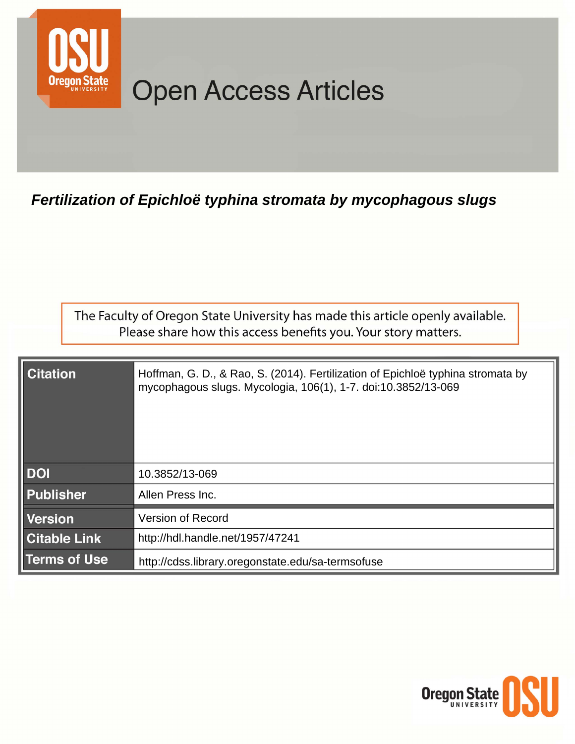# Open Access Articles

## *Fertilization of Epichloë typhina stromata by mycophagous slugs*

The Faculty of Oregon State University has made this article openly available.
Please share how this access benefits you. Your story matters.

| | |
|---|---|
| **Citation** | Hoffman, G. D., & Rao, S. (2014). Fertilization of Epichloë typhina stromata by mycophagous slugs. Mycologia, 106(1), 1-7. doi:10.3852/13-069 |
| **DOI** | 10.3852/13-069 |
| **Publisher** | Allen Press Inc. |
| **Version** | Version of Record |
| **Citable Link** | http://hdl.handle.net/1957/47241 |
| **Terms of Use** | http://cdss.library.oregonstate.edu/sa-termsofuse |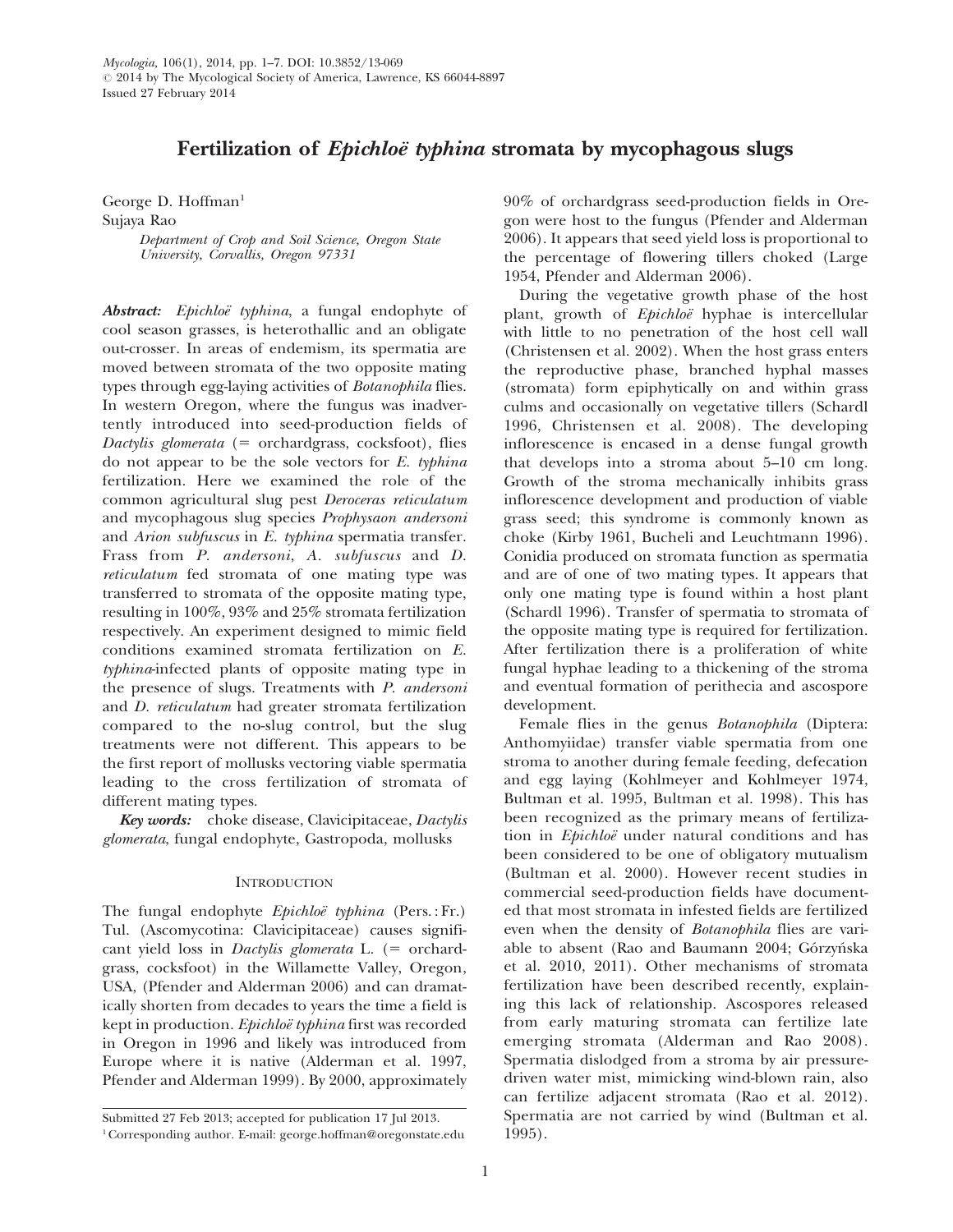# Fertilization of *Epichloë typhina* stromata by mycophagous slugs

George D. Hoffman[1]
Sujaya Rao

*Department of Crop and Soil Science, Oregon State University, Corvallis, Oregon 97331*

***Abstract:*** *Epichloë typhina*, a fungal endophyte of cool season grasses, is heterothallic and an obligate out-crosser. In areas of endemism, its spermatia are moved between stromata of the two opposite mating types through egg-laying activities of *Botanophila* flies. In western Oregon, where the fungus was inadvertently introduced into seed-production fields of *Dactylis glomerata* (= orchardgrass, cocksfoot), flies do not appear to be the sole vectors for *E. typhina* fertilization. Here we examined the role of the common agricultural slug pest *Deroceras reticulatum* and mycophagous slug species *Prophysaon andersoni* and *Arion subfuscus* in *E. typhina* spermatia transfer. Frass from *P. andersoni*, *A. subfuscus* and *D. reticulatum* fed stromata of one mating type was transferred to stromata of the opposite mating type, resulting in 100%, 93% and 25% stromata fertilization respectively. An experiment designed to mimic field conditions examined stromata fertilization on *E. typhina*-infected plants of opposite mating type in the presence of slugs. Treatments with *P. andersoni* and *D. reticulatum* had greater stromata fertilization compared to the no-slug control, but the slug treatments were not different. This appears to be the first report of mollusks vectoring viable spermatia leading to the cross fertilization of stromata of different mating types.

***Key words:*** choke disease, Clavicipitaceae, *Dactylis glomerata*, fungal endophyte, Gastropoda, mollusks

## Introduction

The fungal endophyte *Epichloë typhina* (Pers. : Fr.) Tul. (Ascomycotina: Clavicipitaceae) causes significant yield loss in *Dactylis glomerata* L. (= orchardgrass, cocksfoot) in the Willamette Valley, Oregon, USA, (Pfender and Alderman 2006) and can dramatically shorten from decades to years the time a field is kept in production. *Epichloë typhina* first was recorded in Oregon in 1996 and likely was introduced from Europe where it is native (Alderman et al. 1997, Pfender and Alderman 1999). By 2000, approximately 90% of orchardgrass seed-production fields in Oregon were host to the fungus (Pfender and Alderman 2006). It appears that seed yield loss is proportional to the percentage of flowering tillers choked (Large 1954, Pfender and Alderman 2006).

During the vegetative growth phase of the host plant, growth of *Epichloë* hyphae is intercellular with little to no penetration of the host cell wall (Christensen et al. 2002). When the host grass enters the reproductive phase, branched hyphal masses (stromata) form epiphytically on and within grass culms and occasionally on vegetative tillers (Schardl 1996, Christensen et al. 2008). The developing inflorescence is encased in a dense fungal growth that develops into a stroma about 5–10 cm long. Growth of the stroma mechanically inhibits grass inflorescence development and production of viable grass seed; this syndrome is commonly known as choke (Kirby 1961, Bucheli and Leuchtmann 1996). Conidia produced on stromata function as spermatia and are of one of two mating types. It appears that only one mating type is found within a host plant (Schardl 1996). Transfer of spermatia to stromata of the opposite mating type is required for fertilization. After fertilization there is a proliferation of white fungal hyphae leading to a thickening of the stroma and eventual formation of perithecia and ascospore development.

Female flies in the genus *Botanophila* (Diptera: Anthomyiidae) transfer viable spermatia from one stroma to another during female feeding, defecation and egg laying (Kohlmeyer and Kohlmeyer 1974, Bultman et al. 1995, Bultman et al. 1998). This has been recognized as the primary means of fertilization in *Epichloë* under natural conditions and has been considered to be one of obligatory mutualism (Bultman et al. 2000). However recent studies in commercial seed-production fields have documented that most stromata in infested fields are fertilized even when the density of *Botanophila* flies are variable to absent (Rao and Baumann 2004; Górzyńska et al. 2010, 2011). Other mechanisms of stromata fertilization have been described recently, explaining this lack of relationship. Ascospores released from early maturing stromata can fertilize late emerging stromata (Alderman and Rao 2008). Spermatia dislodged from a stroma by air pressure-driven water mist, mimicking wind-blown rain, also can fertilize adjacent stromata (Rao et al. 2012). Spermatia are not carried by wind (Bultman et al. 1995).

Submitted 27 Feb 2013; accepted for publication 17 Jul 2013.

[1] Corresponding author. E-mail: george.hoffman@oregonstate.edu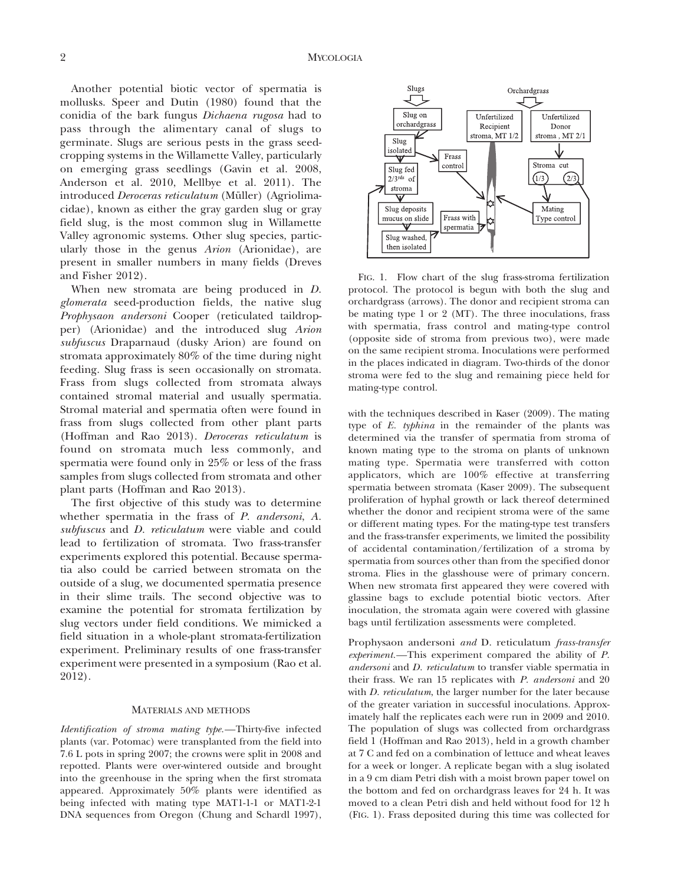Another potential biotic vector of spermatia is mollusks. Speer and Dutin (1980) found that the conidia of the bark fungus *Dichaena rugosa* had to pass through the alimentary canal of slugs to germinate. Slugs are serious pests in the grass seed-cropping systems in the Willamette Valley, particularly on emerging grass seedlings (Gavin et al. 2008, Anderson et al. 2010, Mellbye et al. 2011). The introduced *Deroceras reticulatum* (Müller) (Agriolimacidae), known as either the gray garden slug or gray field slug, is the most common slug in Willamette Valley agronomic systems. Other slug species, particularly those in the genus *Arion* (Arionidae), are present in smaller numbers in many fields (Dreves and Fisher 2012).

When new stromata are being produced in *D. glomerata* seed-production fields, the native slug *Prophysaon andersoni* Cooper (reticulated taildropper) (Arionidae) and the introduced slug *Arion subfuscus* Draparnaud (dusky Arion) are found on stromata approximately 80% of the time during night feeding. Slug frass is seen occasionally on stromata. Frass from slugs collected from stromata always contained stromal material and usually spermatia. Stromal material and spermatia often were found in frass from slugs collected from other plant parts (Hoffman and Rao 2013). *Deroceras reticulatum* is found on stromata much less commonly, and spermatia were found only in 25% or less of the frass samples from slugs collected from stromata and other plant parts (Hoffman and Rao 2013).

The first objective of this study was to determine whether spermatia in the frass of *P. andersoni*, *A. subfuscus* and *D. reticulatum* were viable and could lead to fertilization of stromata. Two frass-transfer experiments explored this potential. Because spermatia also could be carried between stromata on the outside of a slug, we documented spermatia presence in their slime trails. The second objective was to examine the potential for stromata fertilization by slug vectors under field conditions. We mimicked a field situation in a whole-plant stromata-fertilization experiment. Preliminary results of one frass-transfer experiment were presented in a symposium (Rao et al. 2012).

## MATERIALS AND METHODS

*Identification of stroma mating type.*—Thirty-five infected plants (var. Potomac) were transplanted from the field into 7.6 L pots in spring 2007; the crowns were split in 2008 and repotted. Plants were over-wintered outside and brought into the greenhouse in the spring when the first stromata appeared. Approximately 50% plants were identified as being infected with mating type MAT1-1-1 or MAT1-2-1 DNA sequences from Oregon (Chung and Schardl 1997), with the techniques described in Kaser (2009). The mating type of *E. typhina* in the remainder of the plants was determined via the transfer of spermatia from stroma of known mating type to the stroma on plants of unknown mating type. Spermatia were transferred with cotton applicators, which are 100% effective at transferring spermatia between stromata (Kaser 2009). The subsequent proliferation of hyphal growth or lack thereof determined whether the donor and recipient stroma were of the same or different mating types. For the mating-type test transfers and the frass-transfer experiments, we limited the possibility of accidental contamination/fertilization of a stroma by spermatia from sources other than from the specified donor stroma. Flies in the glasshouse were of primary concern. When new stromata first appeared they were covered with glassine bags to exclude potential biotic vectors. After inoculation, the stromata again were covered with glassine bags until fertilization assessments were completed.

FIG. 1. Flow chart of the slug frass-stroma fertilization protocol. The protocol is begun with both the slug and orchardgrass (arrows). The donor and recipient stroma can be mating type 1 or 2 (MT). The three inoculations, frass with spermatia, frass control and mating-type control (opposite side of stroma from previous two), were made on the same recipient stroma. Inoculations were performed in the places indicated in diagram. Two-thirds of the donor stroma were fed to the slug and remaining piece held for mating-type control.

*Prophysaon andersoni and D. reticulatum frass-transfer experiment.*—This experiment compared the ability of *P. andersoni* and *D. reticulatum* to transfer viable spermatia in their frass. We ran 15 replicates with *P. andersoni* and 20 with *D. reticulatum*, the larger number for the later because of the greater variation in successful inoculations. Approximately half the replicates each were run in 2009 and 2010. The population of slugs was collected from orchardgrass field 1 (Hoffman and Rao 2013), held in a growth chamber at 7 C and fed on a combination of lettuce and wheat leaves for a week or longer. A replicate began with a slug isolated in a 9 cm diam Petri dish with a moist brown paper towel on the bottom and fed on orchardgrass leaves for 24 h. It was moved to a clean Petri dish and held without food for 12 h (FIG. 1). Frass deposited during this time was collected for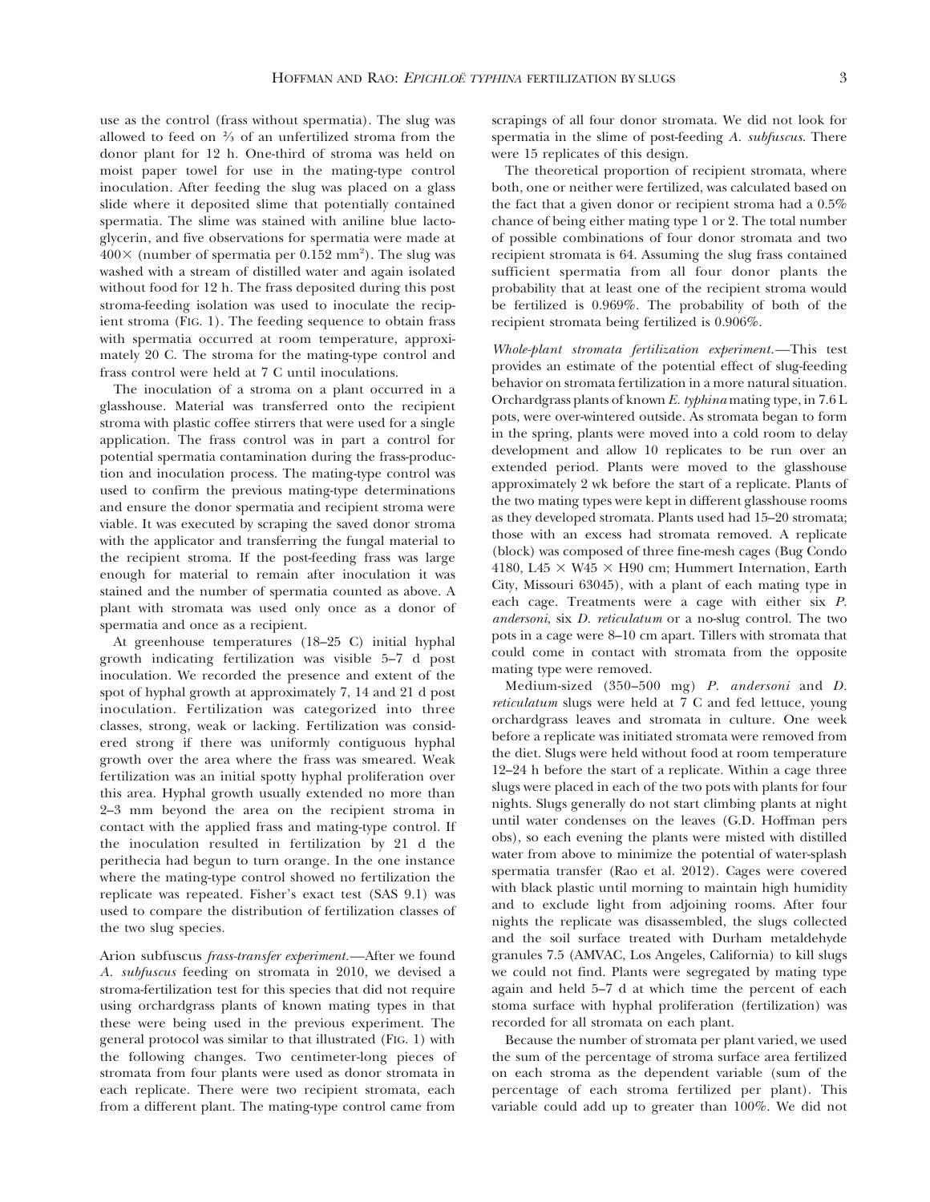use as the control (frass without spermatia). The slug was allowed to feed on ⅔ of an unfertilized stroma from the donor plant for 12 h. One-third of stroma was held on moist paper towel for use in the mating-type control inoculation. After feeding the slug was placed on a glass slide where it deposited slime that potentially contained spermatia. The slime was stained with aniline blue lactoglycerin, and five observations for spermatia were made at 400× (number of spermatia per 0.152 $mm^2$). The slug was washed with a stream of distilled water and again isolated without food for 12 h. The frass deposited during this post stroma-feeding isolation was used to inoculate the recipient stroma (FIG. 1). The feeding sequence to obtain frass with spermatia occurred at room temperature, approximately 20 C. The stroma for the mating-type control and frass control were held at 7 C until inoculations.

The inoculation of a stroma on a plant occurred in a glasshouse. Material was transferred onto the recipient stroma with plastic coffee stirrers that were used for a single application. The frass control was in part a control for potential spermatia contamination during the frass-production and inoculation process. The mating-type control was used to confirm the previous mating-type determinations and ensure the donor spermatia and recipient stroma were viable. It was executed by scraping the saved donor stroma with the applicator and transferring the fungal material to the recipient stroma. If the post-feeding frass was large enough for material to remain after inoculation it was stained and the number of spermatia counted as above. A plant with stromata was used only once as a donor of spermatia and once as a recipient.

At greenhouse temperatures (18–25 C) initial hyphal growth indicating fertilization was visible 5–7 d post inoculation. We recorded the presence and extent of the spot of hyphal growth at approximately 7, 14 and 21 d post inoculation. Fertilization was categorized into three classes, strong, weak or lacking. Fertilization was considered strong if there was uniformly contiguous hyphal growth over the area where the frass was smeared. Weak fertilization was an initial spotty hyphal proliferation over this area. Hyphal growth usually extended no more than 2–3 mm beyond the area on the recipient stroma in contact with the applied frass and mating-type control. If the inoculation resulted in fertilization by 21 d the perithecia had begun to turn orange. In the one instance where the mating-type control showed no fertilization the replicate was repeated. Fisher's exact test (SAS 9.1) was used to compare the distribution of fertilization classes of the two slug species.

*Arion subfuscus frass-transfer experiment.*—After we found *A. subfuscus* feeding on stromata in 2010, we devised a stroma-fertilization test for this species that did not require using orchardgrass plants of known mating types in that these were being used in the previous experiment. The general protocol was similar to that illustrated (FIG. 1) with the following changes. Two centimeter-long pieces of stromata from four plants were used as donor stromata in each replicate. There were two recipient stromata, each from a different plant. The mating-type control came from scrapings of all four donor stromata. We did not look for spermatia in the slime of post-feeding *A. subfuscus*. There were 15 replicates of this design.

The theoretical proportion of recipient stromata, where both, one or neither were fertilized, was calculated based on the fact that a given donor or recipient stroma had a 0.5% chance of being either mating type 1 or 2. The total number of possible combinations of four donor stromata and two recipient stromata is 64. Assuming the slug frass contained sufficient spermatia from all four donor plants the probability that at least one of the recipient stroma would be fertilized is 0.969%. The probability of both of the recipient stromata being fertilized is 0.906%.

*Whole-plant stromata fertilization experiment.*—This test provides an estimate of the potential effect of slug-feeding behavior on stromata fertilization in a more natural situation. Orchardgrass plants of known *E. typhina* mating type, in 7.6 L pots, were over-wintered outside. As stromata began to form in the spring, plants were moved into a cold room to delay development and allow 10 replicates to be run over an extended period. Plants were moved to the glasshouse approximately 2 wk before the start of a replicate. Plants of the two mating types were kept in different glasshouse rooms as they developed stromata. Plants used had 15–20 stromata; those with an excess had stromata removed. A replicate (block) was composed of three fine-mesh cages (Bug Condo 4180, L45 × W45 × H90 cm; Hummert Internation, Earth City, Missouri 63045), with a plant of each mating type in each cage. Treatments were a cage with either six *P. andersoni*, six *D. reticulatum* or a no-slug control. The two pots in a cage were 8–10 cm apart. Tillers with stromata that could come in contact with stromata from the opposite mating type were removed.

Medium-sized (350–500 mg) *P. andersoni* and *D. reticulatum* slugs were held at 7 C and fed lettuce, young orchardgrass leaves and stromata in culture. One week before a replicate was initiated stromata were removed from the diet. Slugs were held without food at room temperature 12–24 h before the start of a replicate. Within a cage three slugs were placed in each of the two pots with plants for four nights. Slugs generally do not start climbing plants at night until water condenses on the leaves (G.D. Hoffman pers obs), so each evening the plants were misted with distilled water from above to minimize the potential of water-splash spermatia transfer (Rao et al. 2012). Cages were covered with black plastic until morning to maintain high humidity and to exclude light from adjoining rooms. After four nights the replicate was disassembled, the slugs collected and the soil surface treated with Durham metaldehyde granules 7.5 (AMVAC, Los Angeles, California) to kill slugs we could not find. Plants were segregated by mating type again and held 5–7 d at which time the percent of each stoma surface with hyphal proliferation (fertilization) was recorded for all stromata on each plant.

Because the number of stromata per plant varied, we used the sum of the percentage of stroma surface area fertilized on each stroma as the dependent variable (sum of the percentage of each stroma fertilized per plant). This variable could add up to greater than 100%. We did not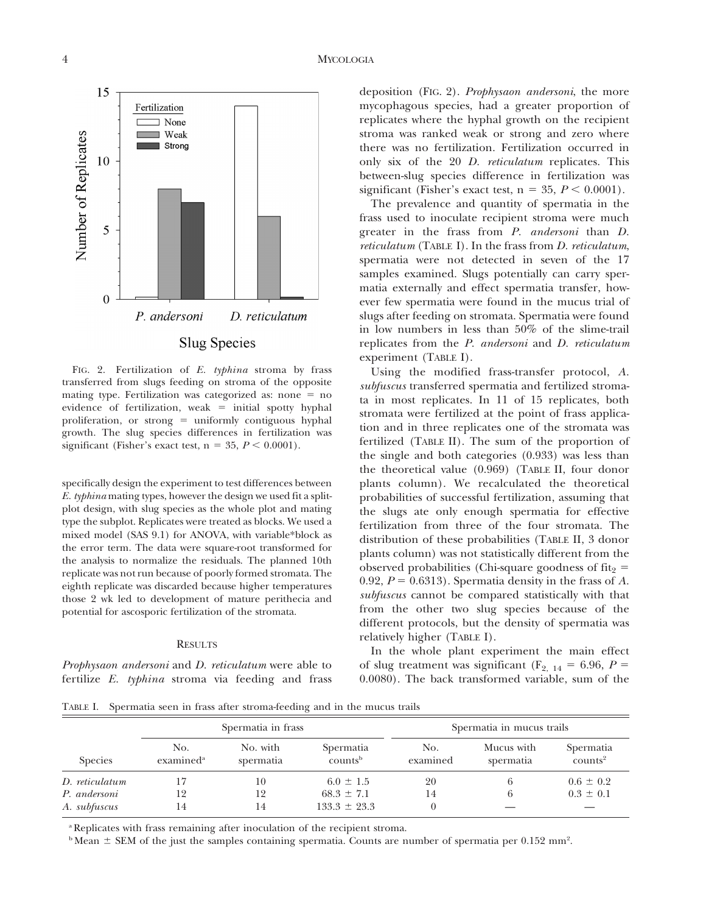FIG. 2. Fertilization of *E. typhina* stroma by frass transferred from slugs feeding on stroma of the opposite mating type. Fertilization was categorized as: none = no evidence of fertilization, weak = initial spotty hyphal proliferation, or strong = uniformly contiguous hyphal growth. The slug species differences in fertilization was significant (Fisher's exact test, n = 35, $P < 0.0001$).

specifically design the experiment to test differences between *E. typhina* mating types, however the design we used fit a split-plot design, with slug species as the whole plot and mating type the subplot. Replicates were treated as blocks. We used a mixed model (SAS 9.1) for ANOVA, with variable*block as the error term. The data were square-root transformed for the analysis to normalize the residuals. The planned 10th replicate was not run because of poorly formed stromata. The eighth replicate was discarded because higher temperatures those 2 wk led to development of mature perithecia and potential for ascosporic fertilization of the stromata.

## RESULTS

*Prophysaon andersoni* and *D. reticulatum* were able to fertilize *E. typhina* stroma via feeding and frass deposition (FIG. 2). *Prophysaon andersoni*, the more mycophagous species, had a greater proportion of replicates where the hyphal growth on the recipient stroma was ranked weak or strong and zero where there was no fertilization. Fertilization occurred in only six of the 20 *D. reticulatum* replicates. This between-slug species difference in fertilization was significant (Fisher's exact test, n = 35, $P < 0.0001$).

The prevalence and quantity of spermatia in the frass used to inoculate recipient stroma were much greater in the frass from *P. andersoni* than *D. reticulatum* (TABLE I). In the frass from *D. reticulatum*, spermatia were not detected in seven of the 17 samples examined. Slugs potentially can carry spermatia externally and effect spermatia transfer, however few spermatia were found in the mucus trial of slugs after feeding on stromata. Spermatia were found in low numbers in less than 50% of the slime-trail replicates from the *P. andersoni* and *D. reticulatum* experiment (TABLE I).

Using the modified frass-transfer protocol, *A. subfuscus* transferred spermatia and fertilized stromata in most replicates. In 11 of 15 replicates, both stromata were fertilized at the point of frass application and in three replicates one of the stromata was fertilized (TABLE II). The sum of the proportion of the single and both categories (0.933) was less than the theoretical value (0.969) (TABLE II, four donor plants column). We recalculated the theoretical probabilities of successful fertilization, assuming that the slugs ate only enough spermatia for effective fertilization from three of the four stromata. The distribution of these probabilities (TABLE II, 3 donor plants column) was not statistically different from the observed probabilities (Chi-square goodness of $\text{fit}_2$ = 0.92, $P = 0.6313$). Spermatia density in the frass of *A. subfuscus* cannot be compared statistically with that from the other two slug species because of the different protocols, but the density of spermatia was relatively higher (TABLE I).

In the whole plant experiment the main effect of slug treatment was significant ($F_{2,\,14} = 6.96$, $P = 0.0080$). The back transformed variable, sum of the

TABLE I. Spermatia seen in frass after stroma-feeding and in the mucus trails

| | Spermatia in frass | | | Spermatia in mucus trails | | |
|---|---|---|---|---|---|---|
| Species | No. examined[a] | No. with spermatia | Spermatia counts[b] | No. examined | Mucus with spermatia | Spermatia counts[2] |
| *D. reticulatum* | 17 | 10 | 6.0 ± 1.5 | 20 | 6 | 0.6 ± 0.2 |
| *P. andersoni* | 12 | 12 | 68.3 ± 7.1 | 14 | 6 | 0.3 ± 0.1 |
| *A. subfuscus* | 14 | 14 | 133.3 ± 23.3 | 0 | — | — |

[a] Replicates with frass remaining after inoculation of the recipient stroma.

[b] Mean ± SEM of the just the samples containing spermatia. Counts are number of spermatia per 0.152 mm².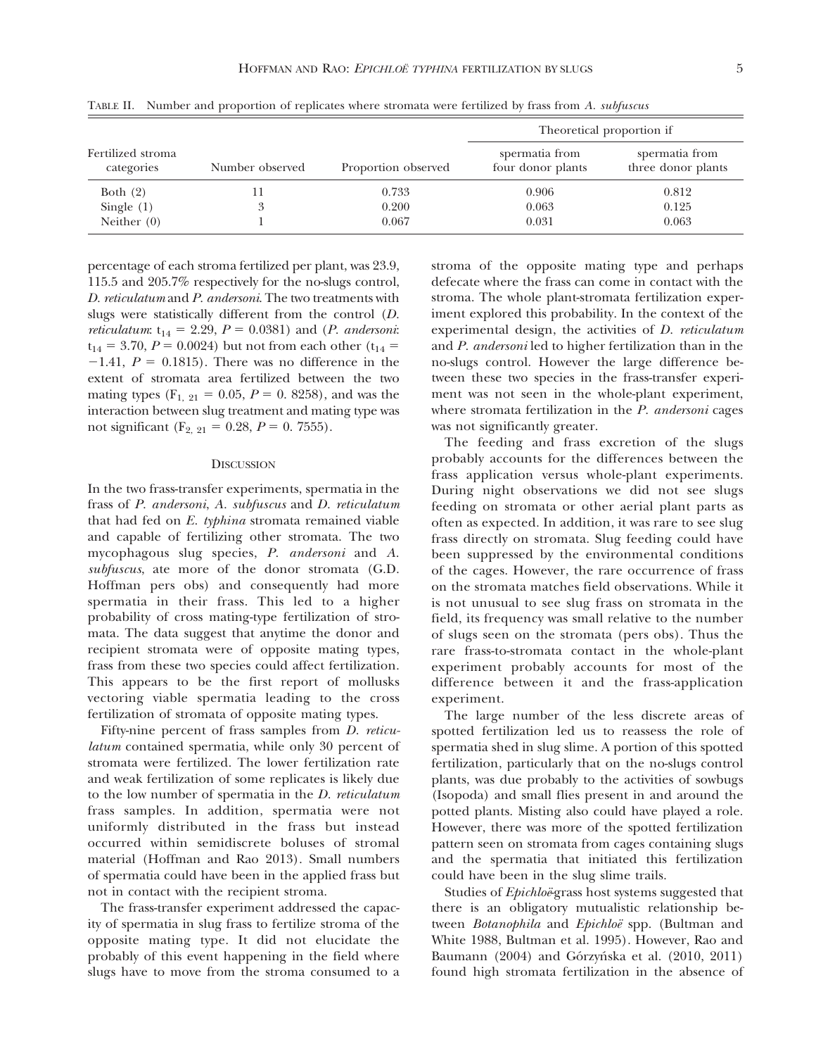TABLE II. Number and proportion of replicates where stromata were fertilized by frass from *A. subfuscus*

| Fertilized stroma categories | Number observed | Proportion observed | Theoretical proportion if spermatia from four donor plants | Theoretical proportion if spermatia from three donor plants |
|---|---|---|---|---|
| Both (2) | 11 | 0.733 | 0.906 | 0.812 |
| Single (1) | 3 | 0.200 | 0.063 | 0.125 |
| Neither (0) | 1 | 0.067 | 0.031 | 0.063 |

percentage of each stroma fertilized per plant, was 23.9, 115.5 and 205.7% respectively for the no-slugs control, *D. reticulatum* and *P. andersoni*. The two treatments with slugs were statistically different from the control (*D. reticulatum*: $t_{14} = 2.29$, $P = 0.0381$) and (*P. andersoni*: $t_{14} = 3.70$, $P = 0.0024$) but not from each other ($t_{14} = -1.41$, $P = 0.1815$). There was no difference in the extent of stromata area fertilized between the two mating types ($F_{1, 21} = 0.05$, $P = 0.8258$), and was the interaction between slug treatment and mating type was not significant ($F_{2, 21} = 0.28$, $P = 0.7555$).

## DISCUSSION

In the two frass-transfer experiments, spermatia in the frass of *P. andersoni*, *A. subfuscus* and *D. reticulatum* that had fed on *E. typhina* stromata remained viable and capable of fertilizing other stromata. The two mycophagous slug species, *P. andersoni* and *A. subfuscus*, ate more of the donor stromata (G.D. Hoffman pers obs) and consequently had more spermatia in their frass. This led to a higher probability of cross mating-type fertilization of stromata. The data suggest that anytime the donor and recipient stromata were of opposite mating types, frass from these two species could affect fertilization. This appears to be the first report of mollusks vectoring viable spermatia leading to the cross fertilization of stromata of opposite mating types.

Fifty-nine percent of frass samples from *D. reticulatum* contained spermatia, while only 30 percent of stromata were fertilized. The lower fertilization rate and weak fertilization of some replicates is likely due to the low number of spermatia in the *D. reticulatum* frass samples. In addition, spermatia were not uniformly distributed in the frass but instead occurred within semidiscrete boluses of stromal material (Hoffman and Rao 2013). Small numbers of spermatia could have been in the applied frass but not in contact with the recipient stroma.

The frass-transfer experiment addressed the capacity of spermatia in slug frass to fertilize stroma of the opposite mating type. It did not elucidate the probably of this event happening in the field where slugs have to move from the stroma consumed to a stroma of the opposite mating type and perhaps defecate where the frass can come in contact with the stroma. The whole plant-stromata fertilization experiment explored this probability. In the context of the experimental design, the activities of *D. reticulatum* and *P. andersoni* led to higher fertilization than in the no-slugs control. However the large difference between these two species in the frass-transfer experiment was not seen in the whole-plant experiment, where stromata fertilization in the *P. andersoni* cages was not significantly greater.

The feeding and frass excretion of the slugs probably accounts for the differences between the frass application versus whole-plant experiments. During night observations we did not see slugs feeding on stromata or other aerial plant parts as often as expected. In addition, it was rare to see slug frass directly on stromata. Slug feeding could have been suppressed by the environmental conditions of the cages. However, the rare occurrence of frass on the stromata matches field observations. While it is not unusual to see slug frass on stromata in the field, its frequency was small relative to the number of slugs seen on the stromata (pers obs). Thus the rare frass-to-stromata contact in the whole-plant experiment probably accounts for most of the difference between it and the frass-application experiment.

The large number of the less discrete areas of spotted fertilization led us to reassess the role of spermatia shed in slug slime. A portion of this spotted fertilization, particularly that on the no-slugs control plants, was due probably to the activities of sowbugs (Isopoda) and small flies present in and around the potted plants. Misting also could have played a role. However, there was more of the spotted fertilization pattern seen on stromata from cages containing slugs and the spermatia that initiated this fertilization could have been in the slug slime trails.

Studies of *Epichloë*-grass host systems suggested that there is an obligatory mutualistic relationship between *Botanophila* and *Epichloë* spp. (Bultman and White 1988, Bultman et al. 1995). However, Rao and Baumann (2004) and Górzyńska et al. (2010, 2011) found high stromata fertilization in the absence of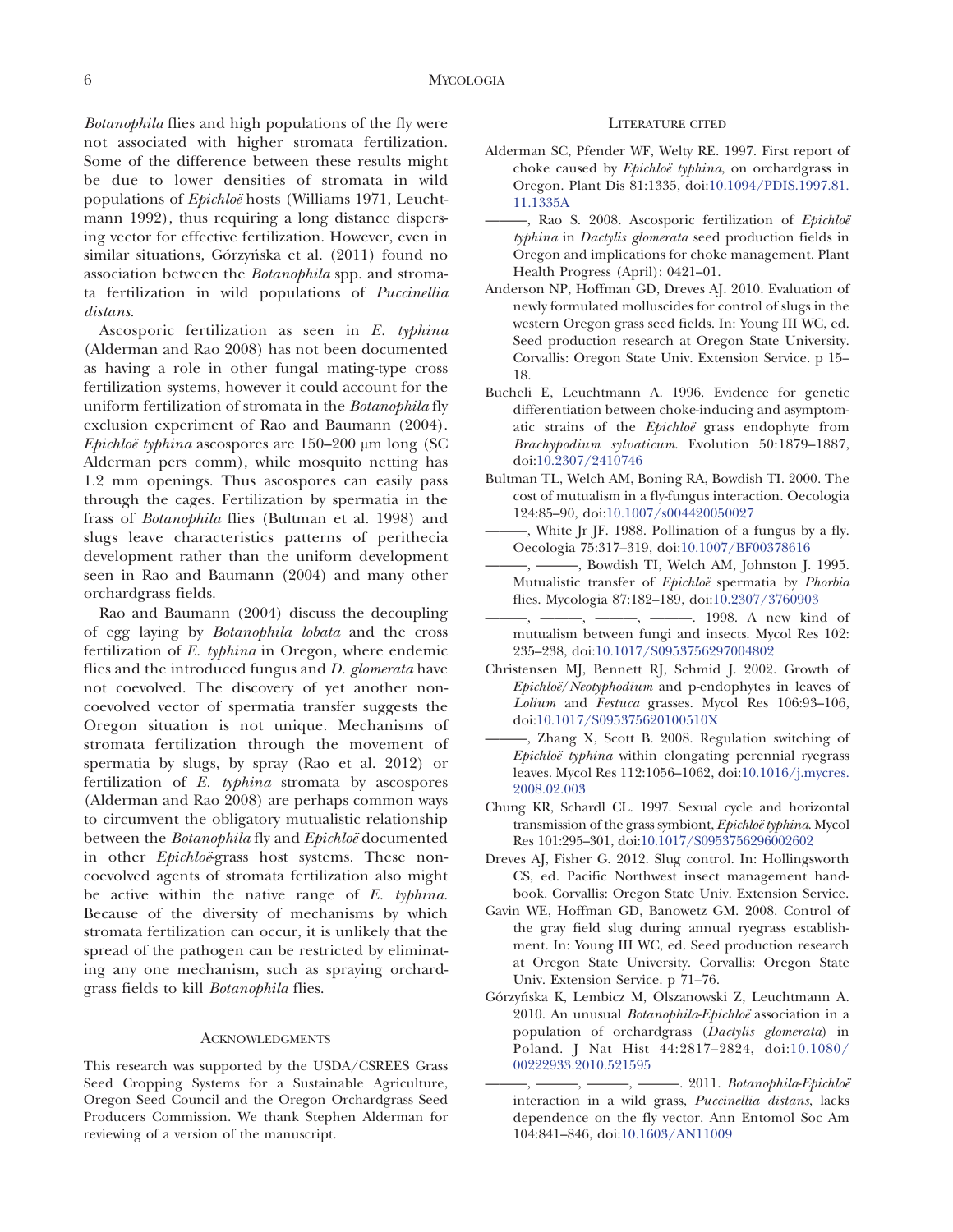*Botanophila* flies and high populations of the fly were not associated with higher stromata fertilization. Some of the difference between these results might be due to lower densities of stromata in wild populations of *Epichloë* hosts (Williams 1971, Leuchtmann 1992), thus requiring a long distance dispersing vector for effective fertilization. However, even in similar situations, Górzyńska et al. (2011) found no association between the *Botanophila* spp. and stromata fertilization in wild populations of *Puccinellia distans*.

Ascosporic fertilization as seen in *E. typhina* (Alderman and Rao 2008) has not been documented as having a role in other fungal mating-type cross fertilization systems, however it could account for the uniform fertilization of stromata in the *Botanophila* fly exclusion experiment of Rao and Baumann (2004). *Epichloë typhina* ascospores are 150–200 μm long (SC Alderman pers comm), while mosquito netting has 1.2 mm openings. Thus ascospores can easily pass through the cages. Fertilization by spermatia in the frass of *Botanophila* flies (Bultman et al. 1998) and slugs leave characteristics patterns of perithecia development rather than the uniform development seen in Rao and Baumann (2004) and many other orchardgrass fields.

Rao and Baumann (2004) discuss the decoupling of egg laying by *Botanophila lobata* and the cross fertilization of *E. typhina* in Oregon, where endemic flies and the introduced fungus and *D. glomerata* have not coevolved. The discovery of yet another non-coevolved vector of spermatia transfer suggests the Oregon situation is not unique. Mechanisms of stromata fertilization through the movement of spermatia by slugs, by spray (Rao et al. 2012) or fertilization of *E. typhina* stromata by ascospores (Alderman and Rao 2008) are perhaps common ways to circumvent the obligatory mutualistic relationship between the *Botanophila* fly and *Epichloë* documented in other *Epichloë*-grass host systems. These non-coevolved agents of stromata fertilization also might be active within the native range of *E. typhina*. Because of the diversity of mechanisms by which stromata fertilization can occur, it is unlikely that the spread of the pathogen can be restricted by eliminating any one mechanism, such as spraying orchardgrass fields to kill *Botanophila* flies.

## Acknowledgments

This research was supported by the USDA/CSREES Grass Seed Cropping Systems for a Sustainable Agriculture, Oregon Seed Council and the Oregon Orchardgrass Seed Producers Commission. We thank Stephen Alderman for reviewing of a version of the manuscript.

## Literature cited

Alderman SC, Pfender WF, Welty RE. 1997. First report of choke caused by *Epichloë typhina*, on orchardgrass in Oregon. Plant Dis 81:1335, doi:10.1094/PDIS.1997.81.11.1335A

———, Rao S. 2008. Ascosporic fertilization of *Epichloë typhina* in *Dactylis glomerata* seed production fields in Oregon and implications for choke management. Plant Health Progress (April): 0421–01.

Anderson NP, Hoffman GD, Dreves AJ. 2010. Evaluation of newly formulated molluscides for control of slugs in the western Oregon grass seed fields. In: Young III WC, ed. Seed production research at Oregon State University. Corvallis: Oregon State Univ. Extension Service. p 15–18.

Bucheli E, Leuchtmann A. 1996. Evidence for genetic differentiation between choke-inducing and asymptomatic strains of the *Epichloë* grass endophyte from *Brachypodium sylvaticum*. Evolution 50:1879–1887, doi:10.2307/2410746

Bultman TL, Welch AM, Boning RA, Bowdish TI. 2000. The cost of mutualism in a fly-fungus interaction. Oecologia 124:85–90, doi:10.1007/s004420050027

———, White Jr JF. 1988. Pollination of a fungus by a fly. Oecologia 75:317–319, doi:10.1007/BF00378616

———, ———, Bowdish TI, Welch AM, Johnston J. 1995. Mutualistic transfer of *Epichloë* spermatia by *Phorbia* flies. Mycologia 87:182–189, doi:10.2307/3760903

———, ———, ———, ———. 1998. A new kind of mutualism between fungi and insects. Mycol Res 102: 235–238, doi:10.1017/S0953756297004802

Christensen MJ, Bennett RJ, Schmid J. 2002. Growth of *Epichloë*/*Neotyphodium* and p-endophytes in leaves of *Lolium* and *Festuca* grasses. Mycol Res 106:93–106, doi:10.1017/S095375620100510X

———, Zhang X, Scott B. 2008. Regulation switching of *Epichloë typhina* within elongating perennial ryegrass leaves. Mycol Res 112:1056–1062, doi:10.1016/j.mycres.2008.02.003

Chung KR, Schardl CL. 1997. Sexual cycle and horizontal transmission of the grass symbiont, *Epichloë typhina*. Mycol Res 101:295–301, doi:10.1017/S0953756296002602

Dreves AJ, Fisher G. 2012. Slug control. In: Hollingsworth CS, ed. Pacific Northwest insect management handbook. Corvallis: Oregon State Univ. Extension Service.

Gavin WE, Hoffman GD, Banowetz GM. 2008. Control of the gray field slug during annual ryegrass establishment. In: Young III WC, ed. Seed production research at Oregon State University. Corvallis: Oregon State Univ. Extension Service. p 71–76.

Górzyńska K, Lembicz M, Olszanowski Z, Leuchtmann A. 2010. An unusual *Botanophila*-*Epichloë* association in a population of orchardgrass (*Dactylis glomerata*) in Poland. J Nat Hist 44:2817–2824, doi:10.1080/00222933.2010.521595

———, ———, ———, ———. 2011. *Botanophila*-*Epichloë* interaction in a wild grass, *Puccinellia distans*, lacks dependence on the fly vector. Ann Entomol Soc Am 104:841–846, doi:10.1603/AN11009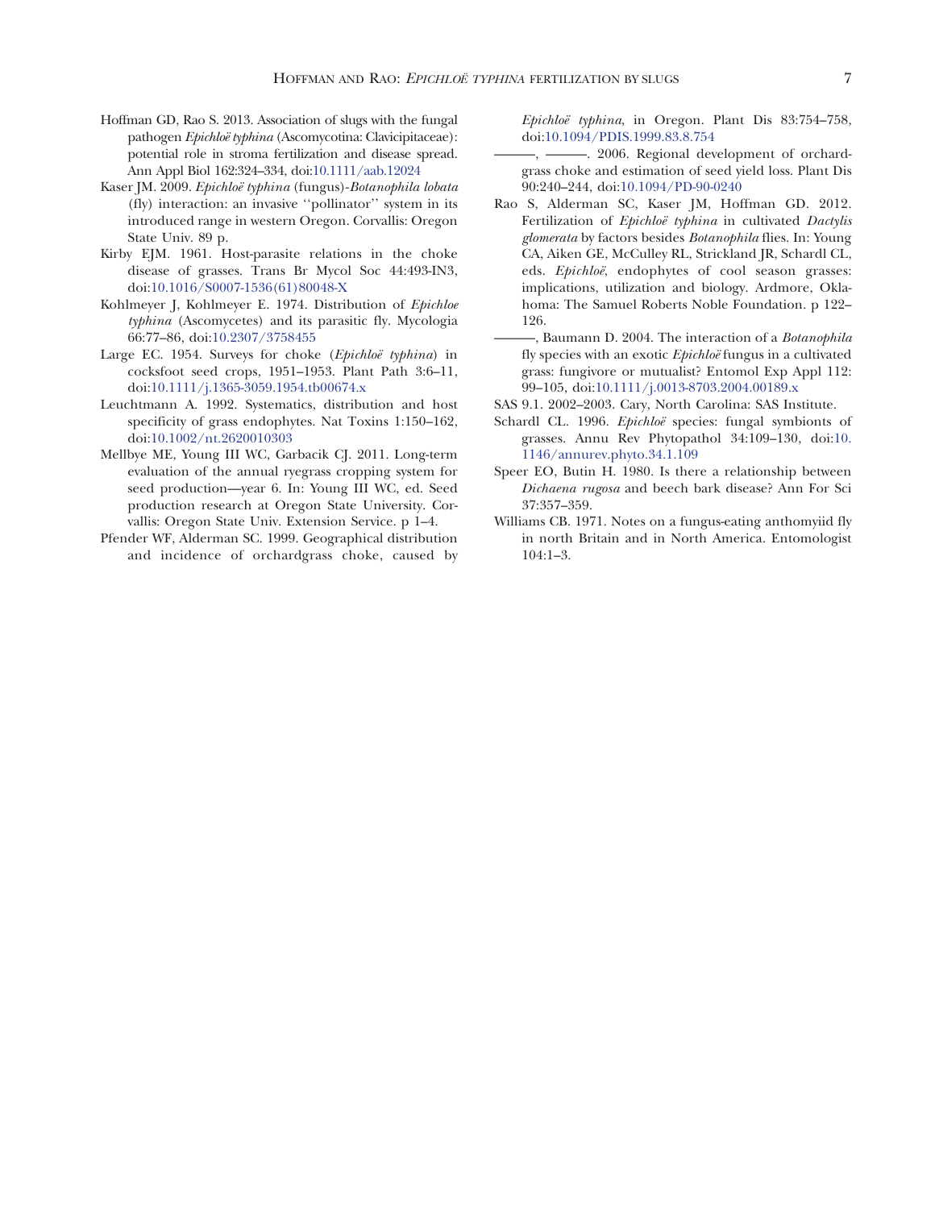Hoffman GD, Rao S. 2013. Association of slugs with the fungal pathogen *Epichloë typhina* (Ascomycotina: Clavicipitaceae): potential role in stroma fertilization and disease spread. Ann Appl Biol 162:324–334, doi:10.1111/aab.12024

Kaser JM. 2009. *Epichloë typhina* (fungus)-*Botanophila lobata* (fly) interaction: an invasive ''pollinator'' system in its introduced range in western Oregon. Corvallis: Oregon State Univ. 89 p.

Kirby EJM. 1961. Host-parasite relations in the choke disease of grasses. Trans Br Mycol Soc 44:493-IN3, doi:10.1016/S0007-1536(61)80048-X

Kohlmeyer J, Kohlmeyer E. 1974. Distribution of *Epichloe typhina* (Ascomycetes) and its parasitic fly. Mycologia 66:77–86, doi:10.2307/3758455

Large EC. 1954. Surveys for choke (*Epichloë typhina*) in cocksfoot seed crops, 1951–1953. Plant Path 3:6–11, doi:10.1111/j.1365-3059.1954.tb00674.x

Leuchtmann A. 1992. Systematics, distribution and host specificity of grass endophytes. Nat Toxins 1:150–162, doi:10.1002/nt.2620010303

Mellbye ME, Young III WC, Garbacik CJ. 2011. Long-term evaluation of the annual ryegrass cropping system for seed production—year 6. In: Young III WC, ed. Seed production research at Oregon State University. Corvallis: Oregon State Univ. Extension Service. p 1–4.

Pfender WF, Alderman SC. 1999. Geographical distribution and incidence of orchardgrass choke, caused by *Epichloë typhina*, in Oregon. Plant Dis 83:754–758, doi:10.1094/PDIS.1999.83.8.754

———, ———. 2006. Regional development of orchardgrass choke and estimation of seed yield loss. Plant Dis 90:240–244, doi:10.1094/PD-90-0240

Rao S, Alderman SC, Kaser JM, Hoffman GD. 2012. Fertilization of *Epichloë typhina* in cultivated *Dactylis glomerata* by factors besides *Botanophila* flies. In: Young CA, Aiken GE, McCulley RL, Strickland JR, Schardl CL, eds. *Epichloë*, endophytes of cool season grasses: implications, utilization and biology. Ardmore, Oklahoma: The Samuel Roberts Noble Foundation. p 122–126.

———, Baumann D. 2004. The interaction of a *Botanophila* fly species with an exotic *Epichloë* fungus in a cultivated grass: fungivore or mutualist? Entomol Exp Appl 112: 99–105, doi:10.1111/j.0013-8703.2004.00189.x

SAS 9.1. 2002–2003. Cary, North Carolina: SAS Institute.

Schardl CL. 1996. *Epichloë* species: fungal symbionts of grasses. Annu Rev Phytopathol 34:109–130, doi:10.1146/annurev.phyto.34.1.109

Speer EO, Butin H. 1980. Is there a relationship between *Dichaena rugosa* and beech bark disease? Ann For Sci 37:357–359.

Williams CB. 1971. Notes on a fungus-eating anthomyiid fly in north Britain and in North America. Entomologist 104:1–3.